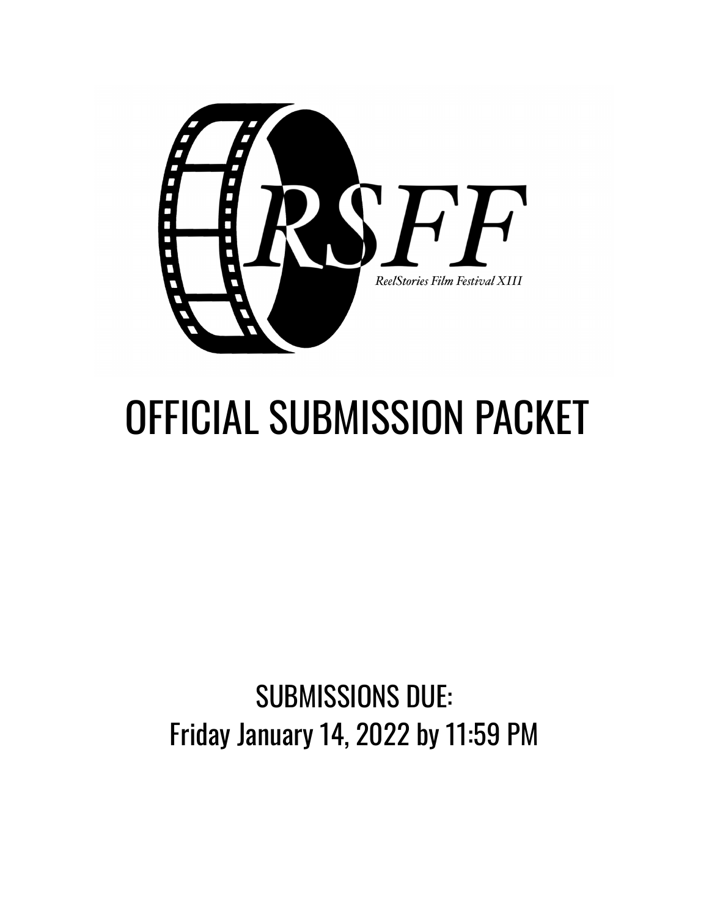RSFF

*ReelStories Film Festival XIII*

# OFFICIAL SUBMISSION PACKET

## SUBMISSIONS DUE:
## Friday January 14, 2022 by 11:59 PM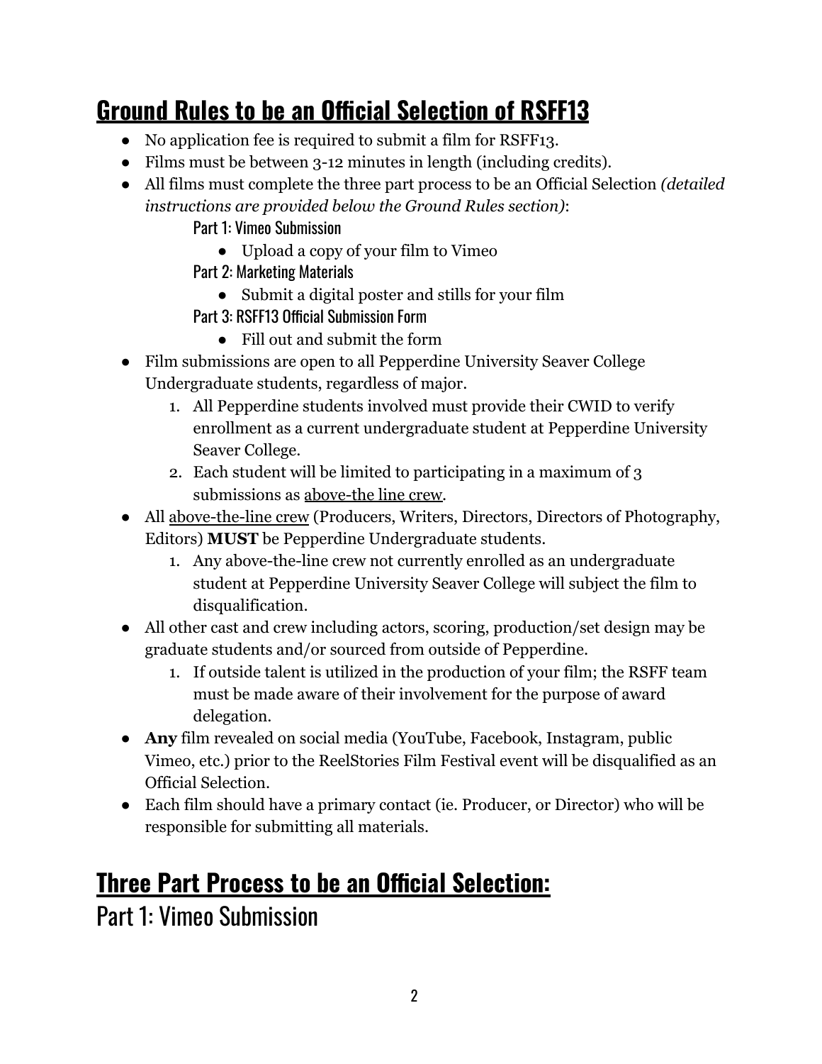## Ground Rules to be an Official Selection of RSFF13

- No application fee is required to submit a film for RSFF13.
- Films must be between 3-12 minutes in length (including credits).
- All films must complete the three part process to be an Official Selection *(detailed instructions are provided below the Ground Rules section)*:

  Part 1: Vimeo Submission
  - Upload a copy of your film to Vimeo

  Part 2: Marketing Materials
  - Submit a digital poster and stills for your film

  Part 3: RSFF13 Official Submission Form
  - Fill out and submit the form
- Film submissions are open to all Pepperdine University Seaver College Undergraduate students, regardless of major.
  1. All Pepperdine students involved must provide their CWID to verify enrollment as a current undergraduate student at Pepperdine University Seaver College.
  2. Each student will be limited to participating in a maximum of 3 submissions as above-the line crew.
- All above-the-line crew (Producers, Writers, Directors, Directors of Photography, Editors) **MUST** be Pepperdine Undergraduate students.
  1. Any above-the-line crew not currently enrolled as an undergraduate student at Pepperdine University Seaver College will subject the film to disqualification.
- All other cast and crew including actors, scoring, production/set design may be graduate students and/or sourced from outside of Pepperdine.
  1. If outside talent is utilized in the production of your film; the RSFF team must be made aware of their involvement for the purpose of award delegation.
- **Any** film revealed on social media (YouTube, Facebook, Instagram, public Vimeo, etc.) prior to the ReelStories Film Festival event will be disqualified as an Official Selection.
- Each film should have a primary contact (ie. Producer, or Director) who will be responsible for submitting all materials.

## Three Part Process to be an Official Selection:

### Part 1: Vimeo Submission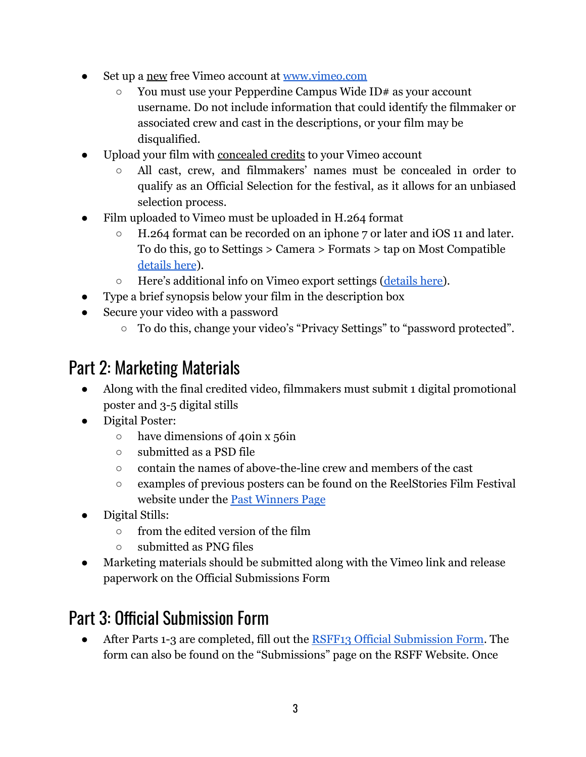- Set up a new free Vimeo account at [www.vimeo.com](http://www.vimeo.com)
  - You must use your Pepperdine Campus Wide ID# as your account username. Do not include information that could identify the filmmaker or associated crew and cast in the descriptions, or your film may be disqualified.
- Upload your film with concealed credits to your Vimeo account
  - All cast, crew, and filmmakers' names must be concealed in order to qualify as an Official Selection for the festival, as it allows for an unbiased selection process.
- Film uploaded to Vimeo must be uploaded in H.264 format
  - H.264 format can be recorded on an iphone 7 or later and iOS 11 and later. To do this, go to Settings > Camera > Formats > tap on Most Compatible (details here).
  - Here's additional info on Vimeo export settings (details here).
- Type a brief synopsis below your film in the description box
- Secure your video with a password
  - To do this, change your video's "Privacy Settings" to "password protected".

## Part 2: Marketing Materials

- Along with the final credited video, filmmakers must submit 1 digital promotional poster and 3-5 digital stills
- Digital Poster:
  - have dimensions of 40in x 56in
  - submitted as a PSD file
  - contain the names of above-the-line crew and members of the cast
  - examples of previous posters can be found on the ReelStories Film Festival website under the Past Winners Page
- Digital Stills:
  - from the edited version of the film
  - submitted as PNG files
- Marketing materials should be submitted along with the Vimeo link and release paperwork on the Official Submissions Form

## Part 3: Official Submission Form

- After Parts 1-3 are completed, fill out the RSFF13 Official Submission Form. The form can also be found on the "Submissions" page on the RSFF Website. Once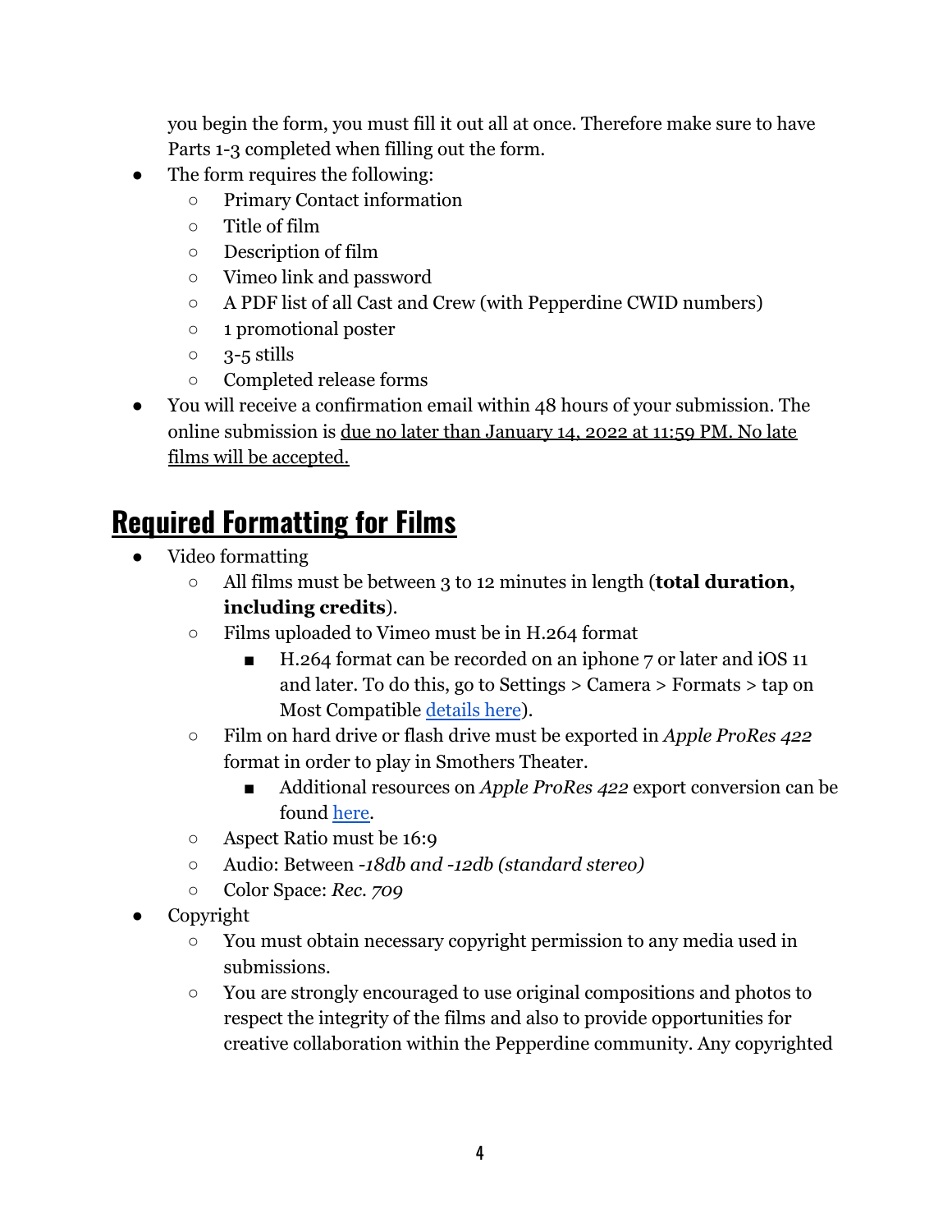you begin the form, you must fill it out all at once. Therefore make sure to have Parts 1-3 completed when filling out the form.

- The form requires the following:
  - Primary Contact information
  - Title of film
  - Description of film
  - Vimeo link and password
  - A PDF list of all Cast and Crew (with Pepperdine CWID numbers)
  - 1 promotional poster
  - 3-5 stills
  - Completed release forms
- You will receive a confirmation email within 48 hours of your submission. The online submission is <u>due no later than January 14, 2022 at 11:59 PM. No late films will be accepted.</u>

## Required Formatting for Films

- Video formatting
  - All films must be between 3 to 12 minutes in length (**total duration, including credits**).
  - Films uploaded to Vimeo must be in H.264 format
    - H.264 format can be recorded on an iphone 7 or later and iOS 11 and later. To do this, go to Settings > Camera > Formats > tap on Most Compatible details here).
  - Film on hard drive or flash drive must be exported in *Apple ProRes 422* format in order to play in Smothers Theater.
    - Additional resources on *Apple ProRes 422* export conversion can be found here.
  - Aspect Ratio must be 16:9
  - Audio: Between *-18db and -12db (standard stereo)*
  - Color Space: *Rec. 709*
- Copyright
  - You must obtain necessary copyright permission to any media used in submissions.
  - You are strongly encouraged to use original compositions and photos to respect the integrity of the films and also to provide opportunities for creative collaboration within the Pepperdine community. Any copyrighted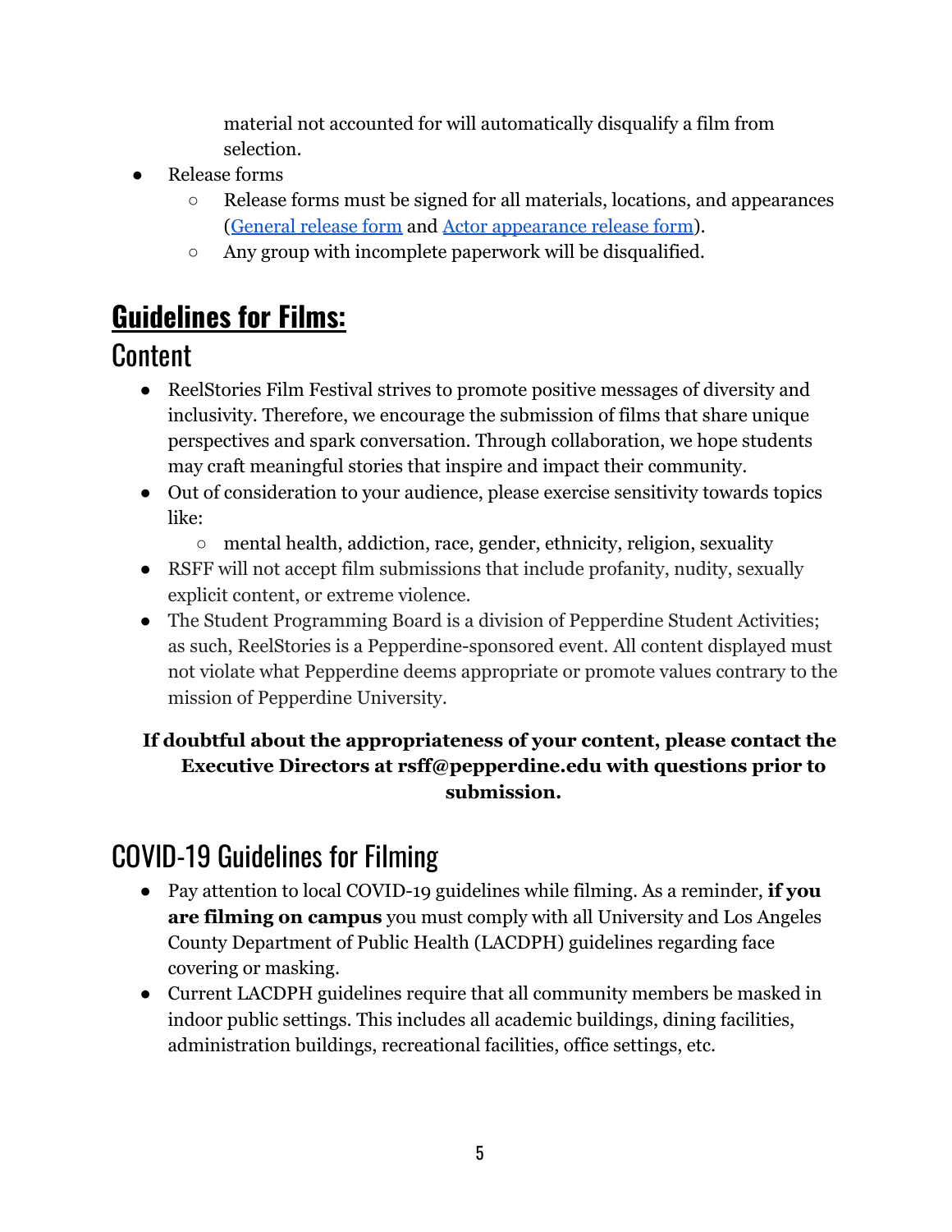material not accounted for will automatically disqualify a film from selection.

- Release forms
  - Release forms must be signed for all materials, locations, and appearances ([General release form]() and [Actor appearance release form]()).
  - Any group with incomplete paperwork will be disqualified.

# Guidelines for Films:

## Content

- ReelStories Film Festival strives to promote positive messages of diversity and inclusivity. Therefore, we encourage the submission of films that share unique perspectives and spark conversation. Through collaboration, we hope students may craft meaningful stories that inspire and impact their community.
- Out of consideration to your audience, please exercise sensitivity towards topics like:
  - mental health, addiction, race, gender, ethnicity, religion, sexuality
- RSFF will not accept film submissions that include profanity, nudity, sexually explicit content, or extreme violence.
- The Student Programming Board is a division of Pepperdine Student Activities; as such, ReelStories is a Pepperdine-sponsored event. All content displayed must not violate what Pepperdine deems appropriate or promote values contrary to the mission of Pepperdine University.

**If doubtful about the appropriateness of your content, please contact the Executive Directors at rsff@pepperdine.edu with questions prior to submission.**

## COVID-19 Guidelines for Filming

- Pay attention to local COVID-19 guidelines while filming. As a reminder, **if you are filming on campus** you must comply with all University and Los Angeles County Department of Public Health (LACDPH) guidelines regarding face covering or masking.
- Current LACDPH guidelines require that all community members be masked in indoor public settings. This includes all academic buildings, dining facilities, administration buildings, recreational facilities, office settings, etc.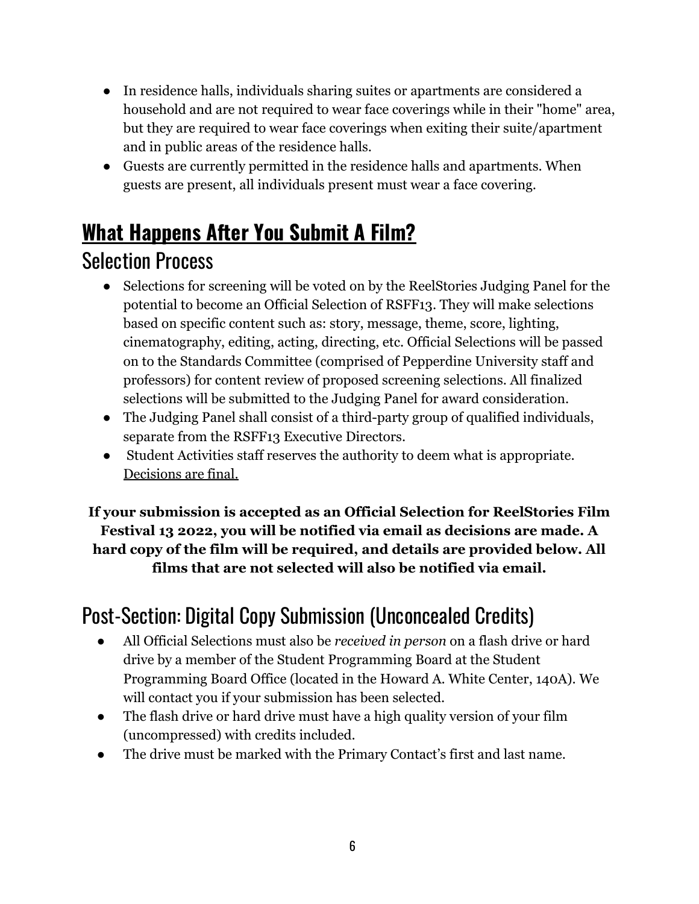- In residence halls, individuals sharing suites or apartments are considered a household and are not required to wear face coverings while in their "home" area, but they are required to wear face coverings when exiting their suite/apartment and in public areas of the residence halls.
- Guests are currently permitted in the residence halls and apartments. When guests are present, all individuals present must wear a face covering.

# **What Happens After You Submit A Film?**

## Selection Process

- Selections for screening will be voted on by the ReelStories Judging Panel for the potential to become an Official Selection of RSFF13. They will make selections based on specific content such as: story, message, theme, score, lighting, cinematography, editing, acting, directing, etc. Official Selections will be passed on to the Standards Committee (comprised of Pepperdine University staff and professors) for content review of proposed screening selections. All finalized selections will be submitted to the Judging Panel for award consideration.
- The Judging Panel shall consist of a third-party group of qualified individuals, separate from the RSFF13 Executive Directors.
- Student Activities staff reserves the authority to deem what is appropriate. Decisions are final.

**If your submission is accepted as an Official Selection for ReelStories Film Festival 13 2022, you will be notified via email as decisions are made. A hard copy of the film will be required, and details are provided below. All films that are not selected will also be notified via email.**

## Post-Section: Digital Copy Submission (Unconcealed Credits)

- All Official Selections must also be *received in person* on a flash drive or hard drive by a member of the Student Programming Board at the Student Programming Board Office (located in the Howard A. White Center, 140A). We will contact you if your submission has been selected.
- The flash drive or hard drive must have a high quality version of your film (uncompressed) with credits included.
- The drive must be marked with the Primary Contact's first and last name.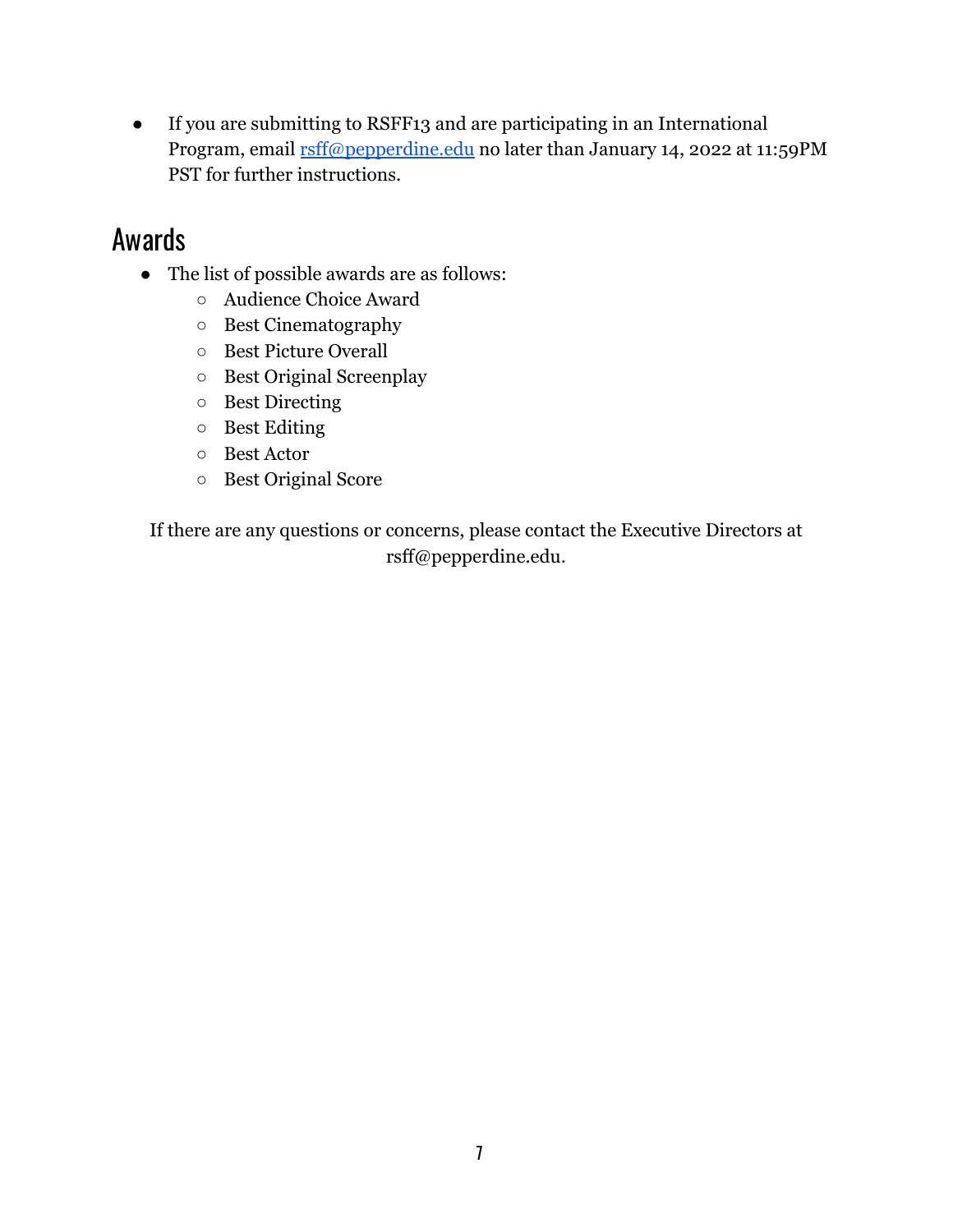- If you are submitting to RSFF13 and are participating in an International Program, email rsff@pepperdine.edu no later than January 14, 2022 at 11:59PM PST for further instructions.

## Awards

- The list of possible awards are as follows:
  - Audience Choice Award
  - Best Cinematography
  - Best Picture Overall
  - Best Original Screenplay
  - Best Directing
  - Best Editing
  - Best Actor
  - Best Original Score

If there are any questions or concerns, please contact the Executive Directors at rsff@pepperdine.edu.